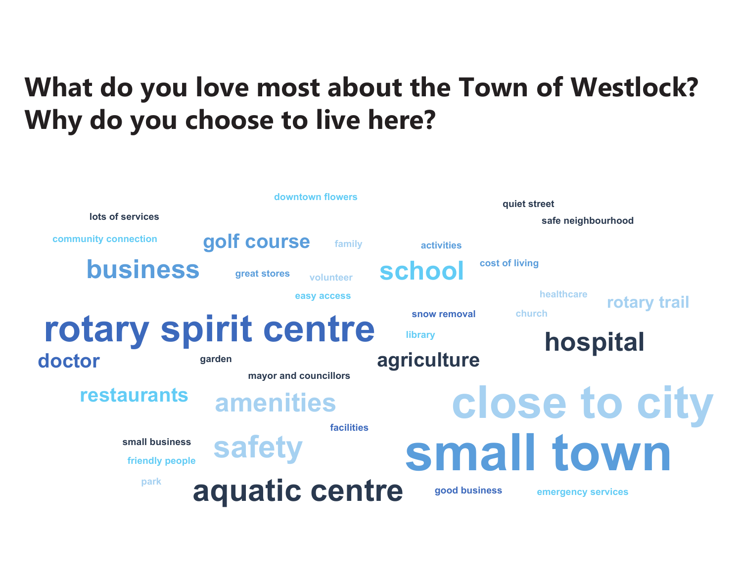# What do you love most about the Town of Westlock? Why do you choose to live here?

downtown flowers

quiet street

lots of services

safe neighbourhood

community connection

golf course

family

activities

business

great stores

volunteer

school

cost of living

easy access

healthcare

rotary trail

snow removal

church

rotary spirit centre

library

hospital

doctor

garden

agriculture

mayor and councillors

restaurants

amenities

close to city

facilities

small business

safety

small town

friendly people

park

aquatic centre

good business

emergency services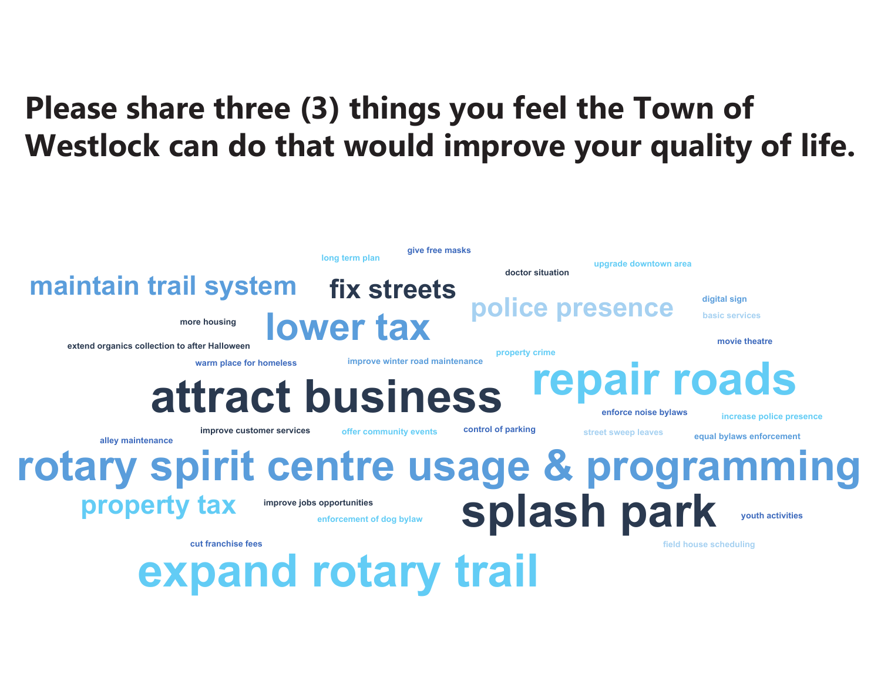# Please share three (3) things you feel the Town of Westlock can do that would improve your quality of life.

give free masks
long term plan
upgrade downtown area
doctor situation
maintain trail system
fix streets
police presence
digital sign
basic services
more housing
lower tax
extend organics collection to after Halloween
movie theatre
property crime
warm place for homeless
improve winter road maintenance
repair roads
attract business
enforce noise bylaws
increase police presence
improve customer services
offer community events
control of parking
street sweep leaves
equal bylaws enforcement
alley maintenance
rotary spirit centre usage & programming
property tax
improve jobs opportunities
splash park
enforcement of dog bylaw
youth activities
cut franchise fees
field house scheduling
expand rotary trail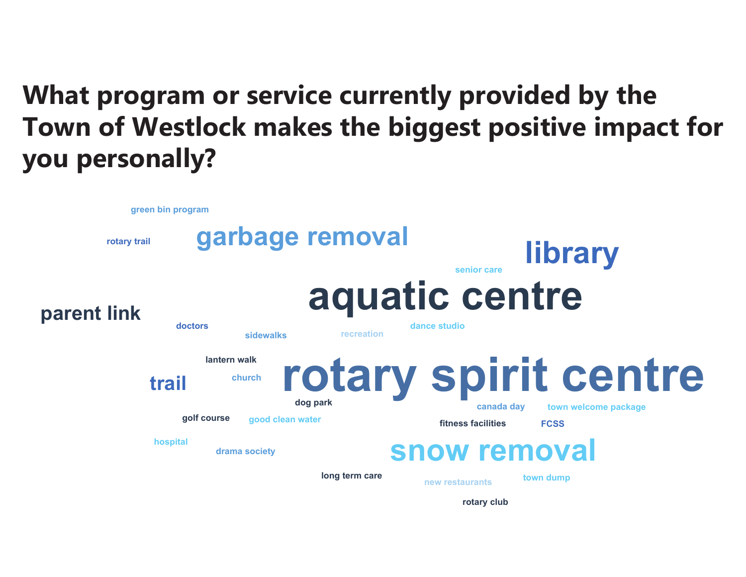# What program or service currently provided by the Town of Westlock makes the biggest positive impact for you personally?

green bin program
rotary trail
garbage removal
library
senior care
aquatic centre
parent link
doctors
sidewalks
recreation
dance studio
lantern walk
trail
church
rotary spirit centre
dog park
canada day
town welcome package
golf course
good clean water
fitness facilities
FCSS
hospital
drama society
snow removal
long term care
new restaurants
town dump
rotary club